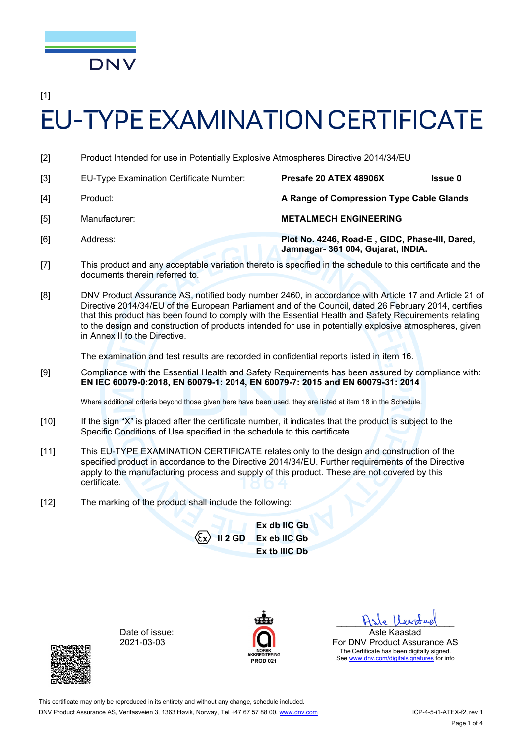DNV

[1]

# EU-TYPE EXAMINATION CERTIFICATE

[2] Product Intended for use in Potentially Explosive Atmospheres Directive 2014/34/EU

[3] EU-Type Examination Certificate Number: **Presafe 20 ATEX 48906X** **Issue 0**

[4] Product: **A Range of Compression Type Cable Glands**

[5] Manufacturer: **METALMECH ENGINEERING**

[6] Address: **Plot No. 4246, Road-E , GIDC, Phase-III, Dared, Jamnagar- 361 004, Gujarat, INDIA.**

[7] This product and any acceptable variation thereto is specified in the schedule to this certificate and the documents therein referred to.

[8] DNV Product Assurance AS, notified body number 2460, in accordance with Article 17 and Article 21 of Directive 2014/34/EU of the European Parliament and of the Council, dated 26 February 2014, certifies that this product has been found to comply with the Essential Health and Safety Requirements relating to the design and construction of products intended for use in potentially explosive atmospheres, given in Annex II to the Directive.

The examination and test results are recorded in confidential reports listed in item 16.

[9] Compliance with the Essential Health and Safety Requirements has been assured by compliance with: **EN IEC 60079-0:2018, EN 60079-1: 2014, EN 60079-7: 2015 and EN 60079-31: 2014**

Where additional criteria beyond those given here have been used, they are listed at item 18 in the Schedule.

[10] If the sign "X" is placed after the certificate number, it indicates that the product is subject to the Specific Conditions of Use specified in the schedule to this certificate.

[11] This EU-TYPE EXAMINATION CERTIFICATE relates only to the design and construction of the specified product in accordance to the Directive 2014/34/EU. Further requirements of the Directive apply to the manufacturing process and supply of this product. These are not covered by this certificate.

[12] The marking of the product shall include the following:

**Ex db IIC Gb**
Ex **II 2 GD** **Ex eb IIC Gb**
**Ex tb IIIC Db**

Date of issue:
2021-03-03

NORSK AKKREDITERING
PROD 021

Asle Kaastad
For DNV Product Assurance AS
The Certificate has been digitally signed.
See www.dnv.com/digitalsignatures for info

This certificate may only be reproduced in its entirety and without any change, schedule included.

DNV Product Assurance AS, Veritasveien 3, 1363 Høvik, Norway, Tel +47 67 57 88 00, www.dnv.com ICP-4-5-i1-ATEX-f2, rev 1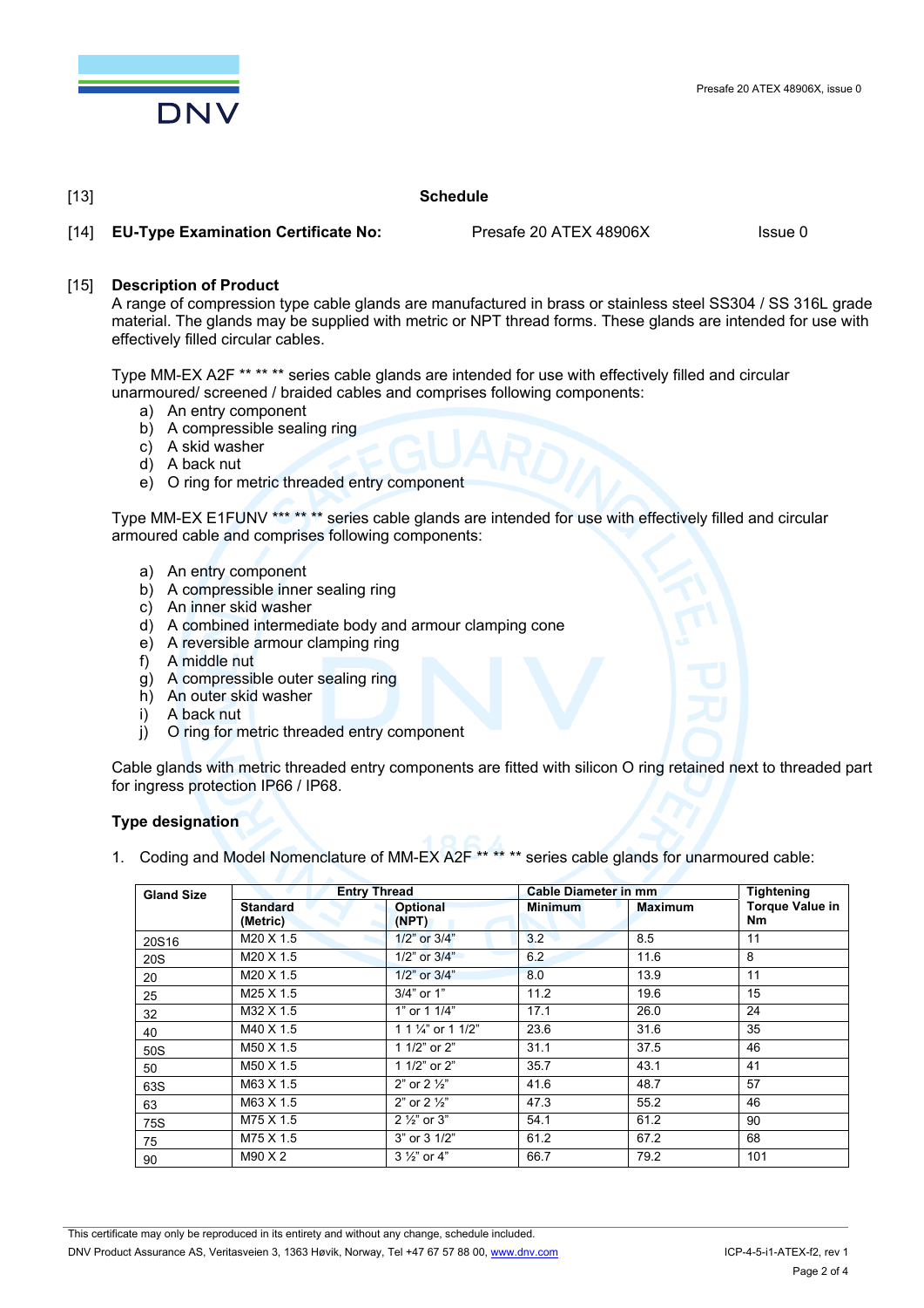[13] **Schedule**

[14] **EU-Type Examination Certificate No:** Presafe 20 ATEX 48906X Issue 0

[15] **Description of Product**

A range of compression type cable glands are manufactured in brass or stainless steel SS304 / SS 316L grade material. The glands may be supplied with metric or NPT thread forms. These glands are intended for use with effectively filled circular cables.

Type MM-EX A2F ** ** ** series cable glands are intended for use with effectively filled and circular unarmoured/ screened / braided cables and comprises following components:

a) An entry component
b) A compressible sealing ring
c) A skid washer
d) A back nut
e) O ring for metric threaded entry component

Type MM-EX E1FUNV *** ** ** series cable glands are intended for use with effectively filled and circular armoured cable and comprises following components:

a) An entry component
b) A compressible inner sealing ring
c) An inner skid washer
d) A combined intermediate body and armour clamping cone
e) A reversible armour clamping ring
f) A middle nut
g) A compressible outer sealing ring
h) An outer skid washer
i) A back nut
j) O ring for metric threaded entry component

Cable glands with metric threaded entry components are fitted with silicon O ring retained next to threaded part for ingress protection IP66 / IP68.

**Type designation**

1. Coding and Model Nomenclature of MM-EX A2F ** ** ** series cable glands for unarmoured cable:

| Gland Size | Entry Thread | | Cable Diameter in mm | | Tightening Torque Value in Nm |
|---|---|---|---|---|---|
| | Standard (Metric) | Optional (NPT) | Minimum | Maximum | |
| 20S16 | M20 X 1.5 | 1/2" or 3/4" | 3.2 | 8.5 | 11 |
| 20S | M20 X 1.5 | 1/2" or 3/4" | 6.2 | 11.6 | 8 |
| 20 | M20 X 1.5 | 1/2" or 3/4" | 8.0 | 13.9 | 11 |
| 25 | M25 X 1.5 | 3/4" or 1" | 11.2 | 19.6 | 15 |
| 32 | M32 X 1.5 | 1" or 1 1/4" | 17.1 | 26.0 | 24 |
| 40 | M40 X 1.5 | 1 1 ¼" or 1 1/2" | 23.6 | 31.6 | 35 |
| 50S | M50 X 1.5 | 1 1/2" or 2" | 31.1 | 37.5 | 46 |
| 50 | M50 X 1.5 | 1 1/2" or 2" | 35.7 | 43.1 | 41 |
| 63S | M63 X 1.5 | 2" or 2 ½" | 41.6 | 48.7 | 57 |
| 63 | M63 X 1.5 | 2" or 2 ½" | 47.3 | 55.2 | 46 |
| 75S | M75 X 1.5 | 2 ½" or 3" | 54.1 | 61.2 | 90 |
| 75 | M75 X 1.5 | 3" or 3 1/2" | 61.2 | 67.2 | 68 |
| 90 | M90 X 2 | 3 ½" or 4" | 66.7 | 79.2 | 101 |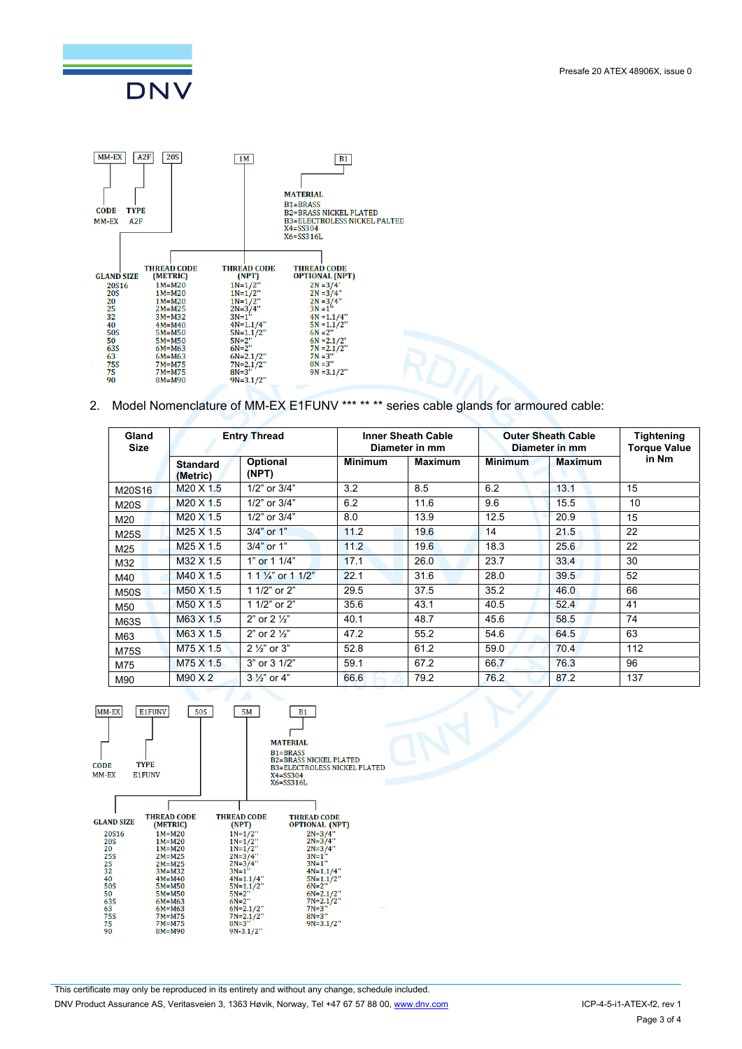MM-EX | A2F | 20S | 1M | B1

CODE
MM-EX

TYPE
A2F

MATERIAL
B1=BRASS
B2=BRASS NICKEL PLATED
B3=ELECTROLESS NICKEL PALTED
X4=SS304
X6=SS316L

| GLAND SIZE | THREAD CODE (METRIC) | THREAD CODE (NPT) | THREAD CODE OPTIONAL (NPT) |
|---|---|---|---|
| 20S16 | 1M=M20 | 1N=1/2" | 2N =3/4" |
| 20S | 1M=M20 | 1N=1/2" | 2N =3/4" |
| 20 | 1M=M20 | 1N=1/2" | 2N =3/4" |
| 25 | 2M=M25 | 2N=3/4" | 3N =1" |
| 32 | 3M=M32 | 3N=1" | 4N =1.1/4" |
| 40 | 4M=M40 | 4N=1.1/4" | 5N =1.1/2" |
| 50S | 5M=M50 | 5N=1.1/2" | 6N =2" |
| 50 | 5M=M50 | 5N=2" | 6N =2.1/2' |
| 63S | 6M=M63 | 6N=2" | 7N =2.1/2" |
| 63 | 6M=M63 | 6N=2.1/2" | 7N =3" |
| 75S | 7M=M75 | 7N=2.1/2" | 8N =3" |
| 75 | 7M=M75 | 8N=3" | 9N =3.1/2" |
| 90 | 8M=M90 | 9N=3.1/2" | |

2. Model Nomenclature of MM-EX E1FUNV *** ** ** series cable glands for armoured cable:

| Gland Size | Entry Thread | | Inner Sheath Cable Diameter in mm | | Outer Sheath Cable Diameter in mm | | Tightening Torque Value in Nm |
|---|---|---|---|---|---|---|---|
| | Standard (Metric) | Optional (NPT) | Minimum | Maximum | Minimum | Maximum | |
| M20S16 | M20 X 1.5 | 1/2" or 3/4" | 3.2 | 8.5 | 6.2 | 13.1 | 15 |
| M20S | M20 X 1.5 | 1/2" or 3/4" | 6.2 | 11.6 | 9.6 | 15.5 | 10 |
| M20 | M20 X 1.5 | 1/2" or 3/4" | 8.0 | 13.9 | 12.5 | 20.9 | 15 |
| M25S | M25 X 1.5 | 3/4" or 1" | 11.2 | 19.6 | 14 | 21.5 | 22 |
| M25 | M25 X 1.5 | 3/4" or 1" | 11.2 | 19.6 | 18.3 | 25.6 | 22 |
| M32 | M32 X 1.5 | 1" or 1 1/4" | 17.1 | 26.0 | 23.7 | 33.4 | 30 |
| M40 | M40 X 1.5 | 1 1 ¼" or 1 1/2" | 22.1 | 31.6 | 28.0 | 39.5 | 52 |
| M50S | M50 X 1.5 | 1 1/2" or 2" | 29.5 | 37.5 | 35.2 | 46.0 | 66 |
| M50 | M50 X 1.5 | 1 1/2" or 2" | 35.6 | 43.1 | 40.5 | 52.4 | 41 |
| M63S | M63 X 1.5 | 2" or 2 ½" | 40.1 | 48.7 | 45.6 | 58.5 | 74 |
| M63 | M63 X 1.5 | 2" or 2 ½" | 47.2 | 55.2 | 54.6 | 64.5 | 63 |
| M75S | M75 X 1.5 | 2 ½" or 3" | 52.8 | 61.2 | 59.0 | 70.4 | 112 |
| M75 | M75 X 1.5 | 3" or 3 1/2" | 59.1 | 67.2 | 66.7 | 76.3 | 96 |
| M90 | M90 X 2 | 3 ½" or 4" | 66.6 | 79.2 | 76.2 | 87.2 | 137 |

MM-EX | E1FUNV | 50S | 5M | B1

CODE
MM-EX

TYPE
E1FUNV

MATERIAL
B1=BRASS
B2=BRASS NICKEL PLATED
B3=ELECTROLESS NICKEL PLATED
X4=SS304
X6=SS316L

| GLAND SIZE | THREAD CODE (METRIC) | THREAD CODE (NPT) | THREAD CODE OPTIONAL (NPT) |
|---|---|---|---|
| 20S16 | 1M=M20 | 1N=1/2" | 2N=3/4" |
| 20S | 1M=M20 | 1N=1/2" | 2N=3/4" |
| 20 | 1M=M20 | 1N=1/2" | 2N=3/4" |
| 25S | 2M=M25 | 2N=3/4" | 3N=1" |
| 25 | 2M=M25 | 2N=3/4" | 3N=1" |
| 32 | 3M=M32 | 3N=1" | 4N=1.1/4" |
| 40 | 4M=M40 | 4N=1.1/4" | 5N=1.1/2" |
| 50S | 5M=M50 | 5N=1.1/2" | 6N=2" |
| 50 | 5M=M50 | 5N=2" | 6N=2.1/2" |
| 63S | 6M=M63 | 6N=2" | 7N=2.1/2" |
| 63 | 6M=M63 | 6N=2.1/2" | 7N=3" |
| 75S | 7M=M75 | 7N=2.1/2" | 8N=3" |
| 75 | 7M=M75 | 8N=3" | 9N=3.1/2" |
| 90 | 8M=M90 | 9N-3.1/2" | |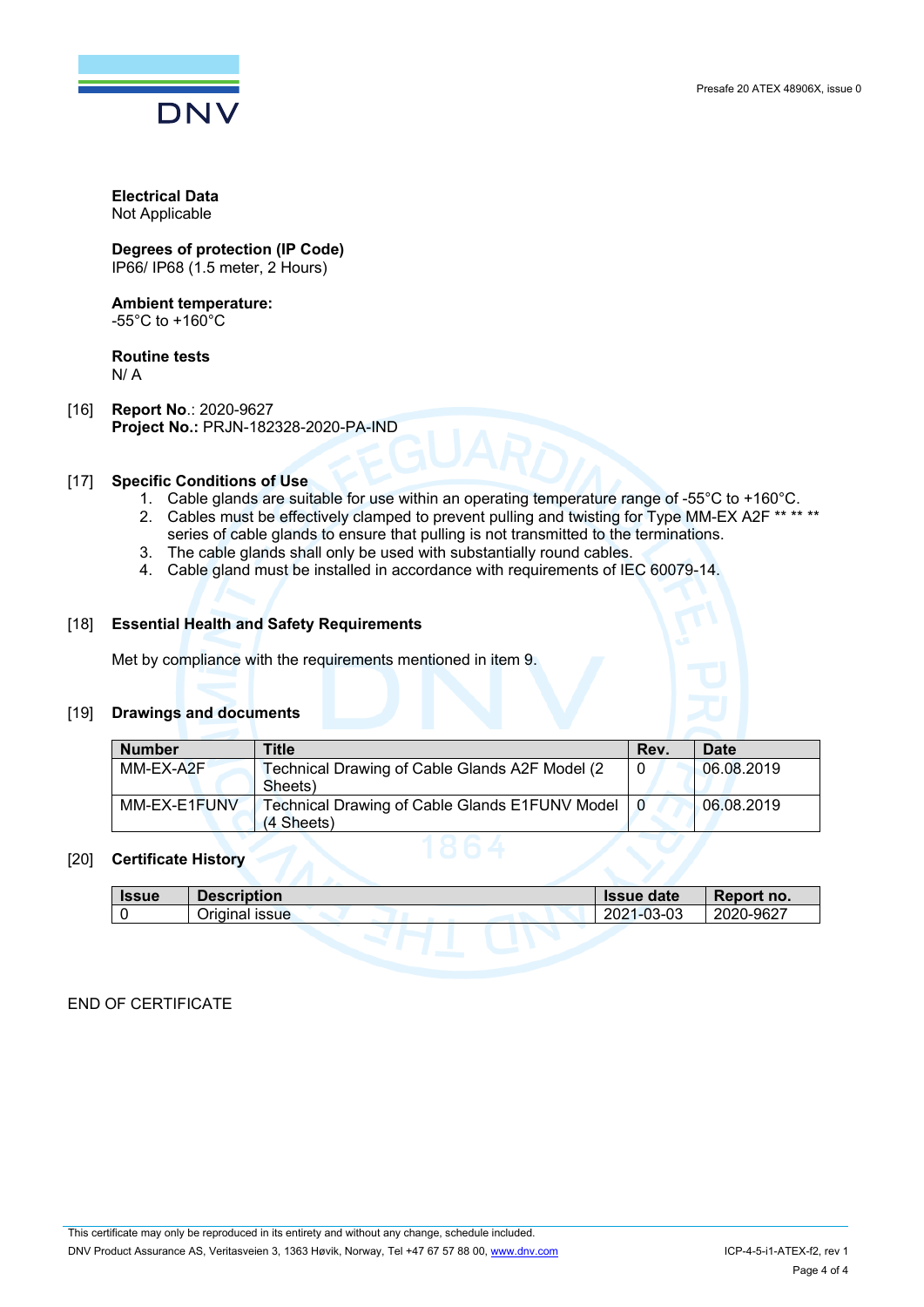**Electrical Data**
Not Applicable

**Degrees of protection (IP Code)**
IP66/ IP68 (1.5 meter, 2 Hours)

**Ambient temperature:**
-55°C to +160°C

**Routine tests**
N/ A

[16] **Report No**.: 2020-9627
**Project No.:** PRJN-182328-2020-PA-IND

## [17] Specific Conditions of Use

1. Cable glands are suitable for use within an operating temperature range of -55°C to +160°C.
2. Cables must be effectively clamped to prevent pulling and twisting for Type MM-EX A2F ** ** ** series of cable glands to ensure that pulling is not transmitted to the terminations.
3. The cable glands shall only be used with substantially round cables.
4. Cable gland must be installed in accordance with requirements of IEC 60079-14.

## [18] Essential Health and Safety Requirements

Met by compliance with the requirements mentioned in item 9.

## [19] Drawings and documents

| Number | Title | Rev. | Date |
|---|---|---|---|
| MM-EX-A2F | Technical Drawing of Cable Glands A2F Model (2 Sheets) | 0 | 06.08.2019 |
| MM-EX-E1FUNV | Technical Drawing of Cable Glands E1FUNV Model (4 Sheets) | 0 | 06.08.2019 |

## [20] Certificate History

| Issue | Description | Issue date | Report no. |
|---|---|---|---|
| 0 | Original issue | 2021-03-03 | 2020-9627 |

END OF CERTIFICATE

This certificate may only be reproduced in its entirety and without any change, schedule included.
DNV Product Assurance AS, Veritasveien 3, 1363 Høvik, Norway, Tel +47 67 57 88 00, www.dnv.com